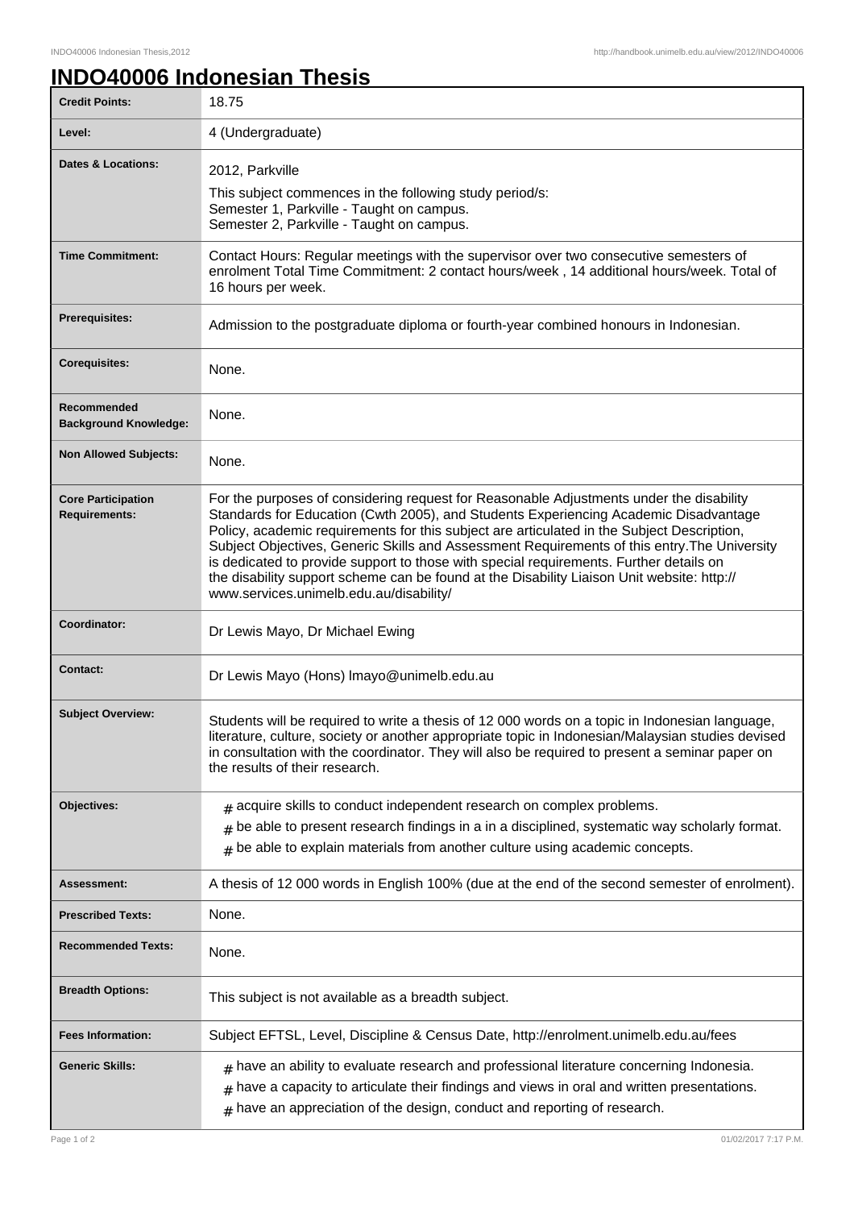# INDO40006 Indonesian Thesis

| | |
|---|---|
| **Credit Points:** | 18.75 |
| **Level:** | 4 (Undergraduate) |
| **Dates & Locations:** | 2012, Parkville<br>This subject commences in the following study period/s:<br>Semester 1, Parkville - Taught on campus.<br>Semester 2, Parkville - Taught on campus. |
| **Time Commitment:** | Contact Hours: Regular meetings with the supervisor over two consecutive semesters of enrolment Total Time Commitment: 2 contact hours/week , 14 additional hours/week. Total of 16 hours per week. |
| **Prerequisites:** | Admission to the postgraduate diploma or fourth-year combined honours in Indonesian. |
| **Corequisites:** | None. |
| **Recommended Background Knowledge:** | None. |
| **Non Allowed Subjects:** | None. |
| **Core Participation Requirements:** | For the purposes of considering request for Reasonable Adjustments under the disability Standards for Education (Cwth 2005), and Students Experiencing Academic Disadvantage Policy, academic requirements for this subject are articulated in the Subject Description, Subject Objectives, Generic Skills and Assessment Requirements of this entry.The University is dedicated to provide support to those with special requirements. Further details on the disability support scheme can be found at the Disability Liaison Unit website: http://www.services.unimelb.edu.au/disability/ |
| **Coordinator:** | Dr Lewis Mayo, Dr Michael Ewing |
| **Contact:** | Dr Lewis Mayo (Hons) lmayo@unimelb.edu.au |
| **Subject Overview:** | Students will be required to write a thesis of 12 000 words on a topic in Indonesian language, literature, culture, society or another appropriate topic in Indonesian/Malaysian studies devised in consultation with the coordinator. They will also be required to present a seminar paper on the results of their research. |
| **Objectives:** | # acquire skills to conduct independent research on complex problems.<br># be able to present research findings in a in a disciplined, systematic way scholarly format.<br># be able to explain materials from another culture using academic concepts. |
| **Assessment:** | A thesis of 12 000 words in English 100% (due at the end of the second semester of enrolment). |
| **Prescribed Texts:** | None. |
| **Recommended Texts:** | None. |
| **Breadth Options:** | This subject is not available as a breadth subject. |
| **Fees Information:** | Subject EFTSL, Level, Discipline & Census Date, http://enrolment.unimelb.edu.au/fees |
| **Generic Skills:** | # have an ability to evaluate research and professional literature concerning Indonesia.<br># have a capacity to articulate their findings and views in oral and written presentations.<br># have an appreciation of the design, conduct and reporting of research. |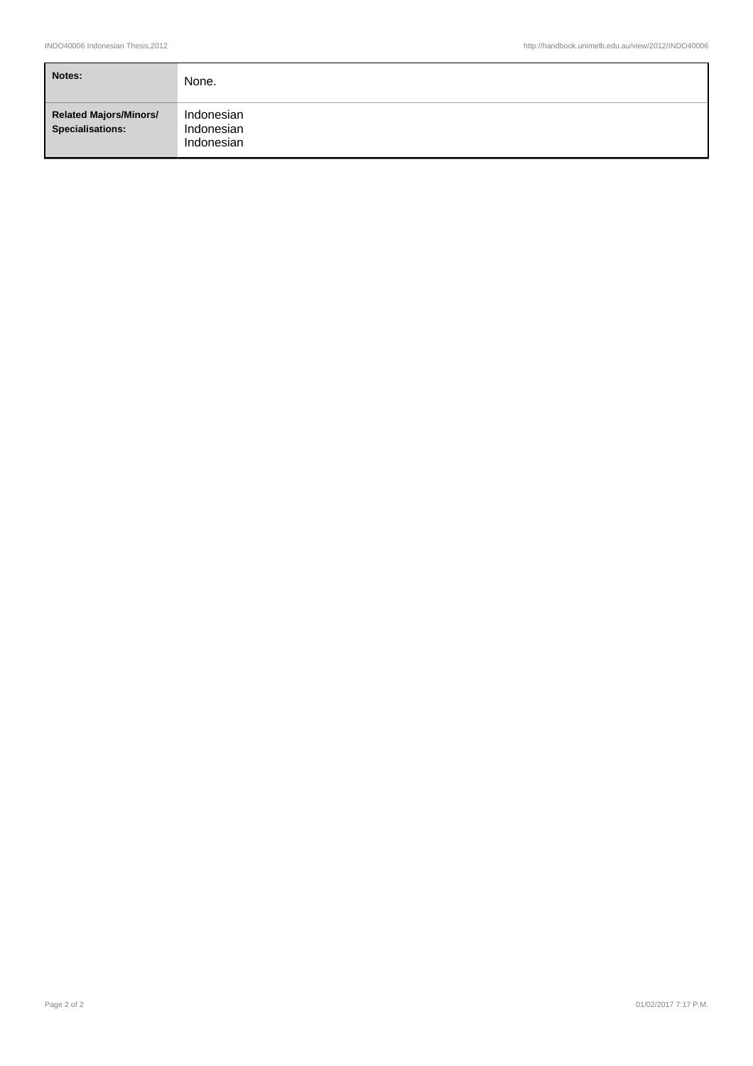| | |
|---|---|
| **Notes:** | None. |
| **Related Majors/Minors/ Specialisations:** | Indonesian<br>Indonesian<br>Indonesian |